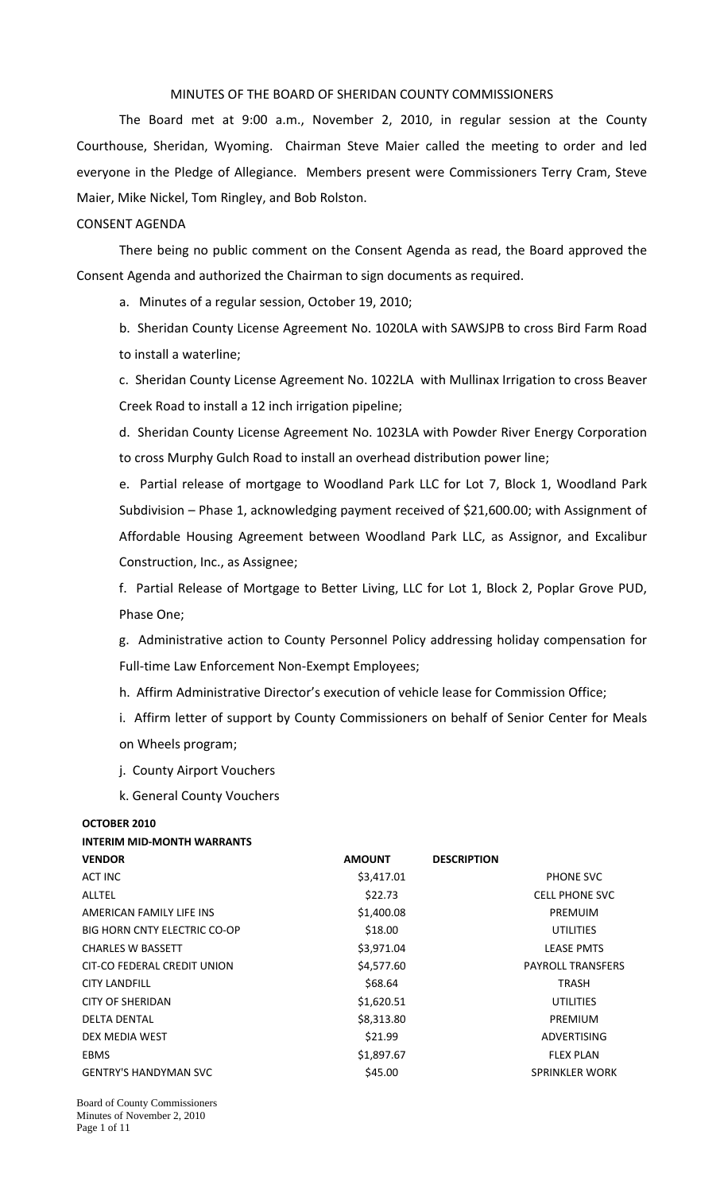# MINUTES OF THE BOARD OF SHERIDAN COUNTY COMMISSIONERS

The Board met at 9:00 a.m., November 2, 2010, in regular session at the County Courthouse, Sheridan, Wyoming. Chairman Steve Maier called the meeting to order and led everyone in the Pledge of Allegiance. Members present were Commissioners Terry Cram, Steve Maier, Mike Nickel, Tom Ringley, and Bob Rolston.

## CONSENT AGENDA

There being no public comment on the Consent Agenda as read, the Board approved the Consent Agenda and authorized the Chairman to sign documents as required.

a. Minutes of a regular session, October 19, 2010;

b. Sheridan County License Agreement No. 1020LA with SAWSJPB to cross Bird Farm Road to install a waterline;

c. Sheridan County License Agreement No. 1022LA with Mullinax Irrigation to cross Beaver Creek Road to install a 12 inch irrigation pipeline;

d. Sheridan County License Agreement No. 1023LA with Powder River Energy Corporation to cross Murphy Gulch Road to install an overhead distribution power line;

e. Partial release of mortgage to Woodland Park LLC for Lot 7, Block 1, Woodland Park Subdivision – Phase 1, acknowledging payment received of $21,600.00; with Assignment of Affordable Housing Agreement between Woodland Park LLC, as Assignor, and Excalibur Construction, Inc., as Assignee;

f. Partial Release of Mortgage to Better Living, LLC for Lot 1, Block 2, Poplar Grove PUD, Phase One;

g. Administrative action to County Personnel Policy addressing holiday compensation for Full-time Law Enforcement Non-Exempt Employees;

h. Affirm Administrative Director's execution of vehicle lease for Commission Office;

i. Affirm letter of support by County Commissioners on behalf of Senior Center for Meals on Wheels program;

j. County Airport Vouchers

k. General County Vouchers

**OCTOBER 2010**

**INTERIM MID-MONTH WARRANTS**

| VENDOR | AMOUNT | DESCRIPTION |
|---|---|---|
| ACT INC | $3,417.01 | PHONE SVC |
| ALLTEL | $22.73 | CELL PHONE SVC |
| AMERICAN FAMILY LIFE INS | $1,400.08 | PREMUIM |
| BIG HORN CNTY ELECTRIC CO-OP | $18.00 | UTILITIES |
| CHARLES W BASSETT | $3,971.04 | LEASE PMTS |
| CIT-CO FEDERAL CREDIT UNION | $4,577.60 | PAYROLL TRANSFERS |
| CITY LANDFILL | $68.64 | TRASH |
| CITY OF SHERIDAN | $1,620.51 | UTILITIES |
| DELTA DENTAL | $8,313.80 | PREMIUM |
| DEX MEDIA WEST | $21.99 | ADVERTISING |
| EBMS | $1,897.67 | FLEX PLAN |
| GENTRY'S HANDYMAN SVC | $45.00 | SPRINKLER WORK |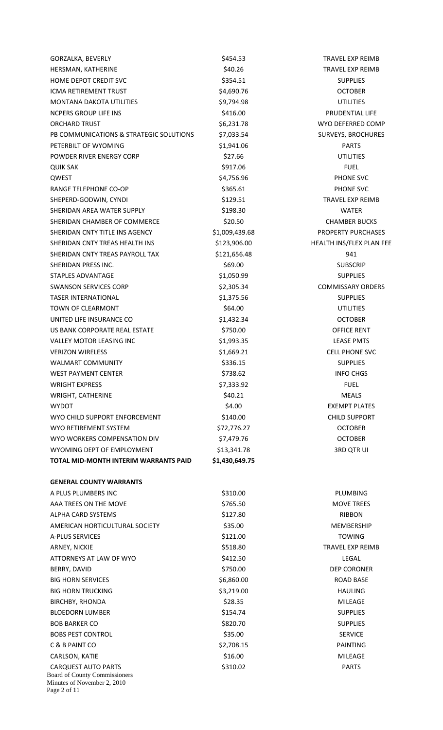| | | |
|---|---|---|
| GORZALKA, BEVERLY | $454.53 | TRAVEL EXP REIMB |
| HERSMAN, KATHERINE | $40.26 | TRAVEL EXP REIMB |
| HOME DEPOT CREDIT SVC | $354.51 | SUPPLIES |
| ICMA RETIREMENT TRUST | $4,690.76 | OCTOBER |
| MONTANA DAKOTA UTILITIES | $9,794.98 | UTILITIES |
| NCPERS GROUP LIFE INS | $416.00 | PRUDENTIAL LIFE |
| ORCHARD TRUST | $6,231.78 | WYO DEFERRED COMP |
| PB COMMUNICATIONS & STRATEGIC SOLUTIONS | $7,033.54 | SURVEYS, BROCHURES |
| PETERBILT OF WYOMING | $1,941.06 | PARTS |
| POWDER RIVER ENERGY CORP | $27.66 | UTILITIES |
| QUIK SAK | $917.06 | FUEL |
| QWEST | $4,756.96 | PHONE SVC |
| RANGE TELEPHONE CO-OP | $365.61 | PHONE SVC |
| SHEPERD-GODWIN, CYNDI | $129.51 | TRAVEL EXP REIMB |
| SHERIDAN AREA WATER SUPPLY | $198.30 | WATER |
| SHERIDAN CHAMBER OF COMMERCE | $20.50 | CHAMBER BUCKS |
| SHERIDAN CNTY TITLE INS AGENCY | $1,009,439.68 | PROPERTY PURCHASES |
| SHERIDAN CNTY TREAS HEALTH INS | $123,906.00 | HEALTH INS/FLEX PLAN FEE |
| SHERIDAN CNTY TREAS PAYROLL TAX | $121,656.48 | 941 |
| SHERIDAN PRESS INC. | $69.00 | SUBSCRIP |
| STAPLES ADVANTAGE | $1,050.99 | SUPPLIES |
| SWANSON SERVICES CORP | $2,305.34 | COMMISSARY ORDERS |
| TASER INTERNATIONAL | $1,375.56 | SUPPLIES |
| TOWN OF CLEARMONT | $64.00 | UTILITIES |
| UNITED LIFE INSURANCE CO | $1,432.34 | OCTOBER |
| US BANK CORPORATE REAL ESTATE | $750.00 | OFFICE RENT |
| VALLEY MOTOR LEASING INC | $1,993.35 | LEASE PMTS |
| VERIZON WIRELESS | $1,669.21 | CELL PHONE SVC |
| WALMART COMMUNITY | $336.15 | SUPPLIES |
| WEST PAYMENT CENTER | $738.62 | INFO CHGS |
| WRIGHT EXPRESS | $7,333.92 | FUEL |
| WRIGHT, CATHERINE | $40.21 | MEALS |
| WYDOT | $4.00 | EXEMPT PLATES |
| WYO CHILD SUPPORT ENFORCEMENT | $140.00 | CHILD SUPPORT |
| WYO RETIREMENT SYSTEM | $72,776.27 | OCTOBER |
| WYO WORKERS COMPENSATION DIV | $7,479.76 | OCTOBER |
| WYOMING DEPT OF EMPLOYMENT | $13,341.78 | 3RD QTR UI |
| **TOTAL MID-MONTH INTERIM WARRANTS PAID** | **$1,430,649.75** | |

**GENERAL COUNTY WARRANTS**

| | | |
|---|---|---|
| A PLUS PLUMBERS INC | $310.00 | PLUMBING |
| AAA TREES ON THE MOVE | $765.50 | MOVE TREES |
| ALPHA CARD SYSTEMS | $127.80 | RIBBON |
| AMERICAN HORTICULTURAL SOCIETY | $35.00 | MEMBERSHIP |
| A-PLUS SERVICES | $121.00 | TOWING |
| ARNEY, NICKIE | $518.80 | TRAVEL EXP REIMB |
| ATTORNEYS AT LAW OF WYO | $412.50 | LEGAL |
| BERRY, DAVID | $750.00 | DEP CORONER |
| BIG HORN SERVICES | $6,860.00 | ROAD BASE |
| BIG HORN TRUCKING | $3,219.00 | HAULING |
| BIRCHBY, RHONDA | $28.35 | MILEAGE |
| BLOEDORN LUMBER | $154.74 | SUPPLIES |
| BOB BARKER CO | $820.70 | SUPPLIES |
| BOBS PEST CONTROL | $35.00 | SERVICE |
| C & B PAINT CO | $2,708.15 | PAINTING |
| CARLSON, KATIE | $16.00 | MILEAGE |
| CARQUEST AUTO PARTS | $310.02 | PARTS |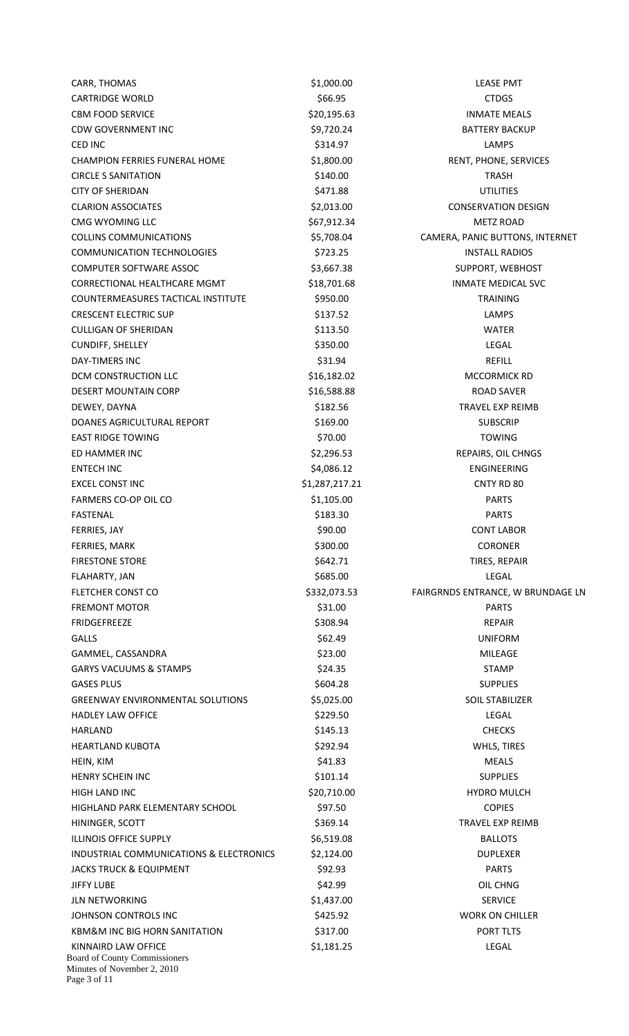| | | |
|---|---|---|
| CARR, THOMAS | $1,000.00 | LEASE PMT |
| CARTRIDGE WORLD | $66.95 | CTDGS |
| CBM FOOD SERVICE | $20,195.63 | INMATE MEALS |
| CDW GOVERNMENT INC | $9,720.24 | BATTERY BACKUP |
| CED INC | $314.97 | LAMPS |
| CHAMPION FERRIES FUNERAL HOME | $1,800.00 | RENT, PHONE, SERVICES |
| CIRCLE S SANITATION | $140.00 | TRASH |
| CITY OF SHERIDAN | $471.88 | UTILITIES |
| CLARION ASSOCIATES | $2,013.00 | CONSERVATION DESIGN |
| CMG WYOMING LLC | $67,912.34 | METZ ROAD |
| COLLINS COMMUNICATIONS | $5,708.04 | CAMERA, PANIC BUTTONS, INTERNET |
| COMMUNICATION TECHNOLOGIES | $723.25 | INSTALL RADIOS |
| COMPUTER SOFTWARE ASSOC | $3,667.38 | SUPPORT, WEBHOST |
| CORRECTIONAL HEALTHCARE MGMT | $18,701.68 | INMATE MEDICAL SVC |
| COUNTERMEASURES TACTICAL INSTITUTE | $950.00 | TRAINING |
| CRESCENT ELECTRIC SUP | $137.52 | LAMPS |
| CULLIGAN OF SHERIDAN | $113.50 | WATER |
| CUNDIFF, SHELLEY | $350.00 | LEGAL |
| DAY-TIMERS INC | $31.94 | REFILL |
| DCM CONSTRUCTION LLC | $16,182.02 | MCCORMICK RD |
| DESERT MOUNTAIN CORP | $16,588.88 | ROAD SAVER |
| DEWEY, DAYNA | $182.56 | TRAVEL EXP REIMB |
| DOANES AGRICULTURAL REPORT | $169.00 | SUBSCRIP |
| EAST RIDGE TOWING | $70.00 | TOWING |
| ED HAMMER INC | $2,296.53 | REPAIRS, OIL CHNGS |
| ENTECH INC | $4,086.12 | ENGINEERING |
| EXCEL CONST INC | $1,287,217.21 | CNTY RD 80 |
| FARMERS CO-OP OIL CO | $1,105.00 | PARTS |
| FASTENAL | $183.30 | PARTS |
| FERRIES, JAY | $90.00 | CONT LABOR |
| FERRIES, MARK | $300.00 | CORONER |
| FIRESTONE STORE | $642.71 | TIRES, REPAIR |
| FLAHARTY, JAN | $685.00 | LEGAL |
| FLETCHER CONST CO | $332,073.53 | FAIRGRNDS ENTRANCE, W BRUNDAGE LN |
| FREMONT MOTOR | $31.00 | PARTS |
| FRIDGEFREEZE | $308.94 | REPAIR |
| GALLS | $62.49 | UNIFORM |
| GAMMEL, CASSANDRA | $23.00 | MILEAGE |
| GARYS VACUUMS & STAMPS | $24.35 | STAMP |
| GASES PLUS | $604.28 | SUPPLIES |
| GREENWAY ENVIRONMENTAL SOLUTIONS | $5,025.00 | SOIL STABILIZER |
| HADLEY LAW OFFICE | $229.50 | LEGAL |
| HARLAND | $145.13 | CHECKS |
| HEARTLAND KUBOTA | $292.94 | WHLS, TIRES |
| HEIN, KIM | $41.83 | MEALS |
| HENRY SCHEIN INC | $101.14 | SUPPLIES |
| HIGH LAND INC | $20,710.00 | HYDRO MULCH |
| HIGHLAND PARK ELEMENTARY SCHOOL | $97.50 | COPIES |
| HININGER, SCOTT | $369.14 | TRAVEL EXP REIMB |
| ILLINOIS OFFICE SUPPLY | $6,519.08 | BALLOTS |
| INDUSTRIAL COMMUNICATIONS & ELECTRONICS | $2,124.00 | DUPLEXER |
| JACKS TRUCK & EQUIPMENT | $92.93 | PARTS |
| JIFFY LUBE | $42.99 | OIL CHNG |
| JLN NETWORKING | $1,437.00 | SERVICE |
| JOHNSON CONTROLS INC | $425.92 | WORK ON CHILLER |
| KBM&M INC BIG HORN SANITATION | $317.00 | PORT TLTS |
| KINNAIRD LAW OFFICE | $1,181.25 | LEGAL |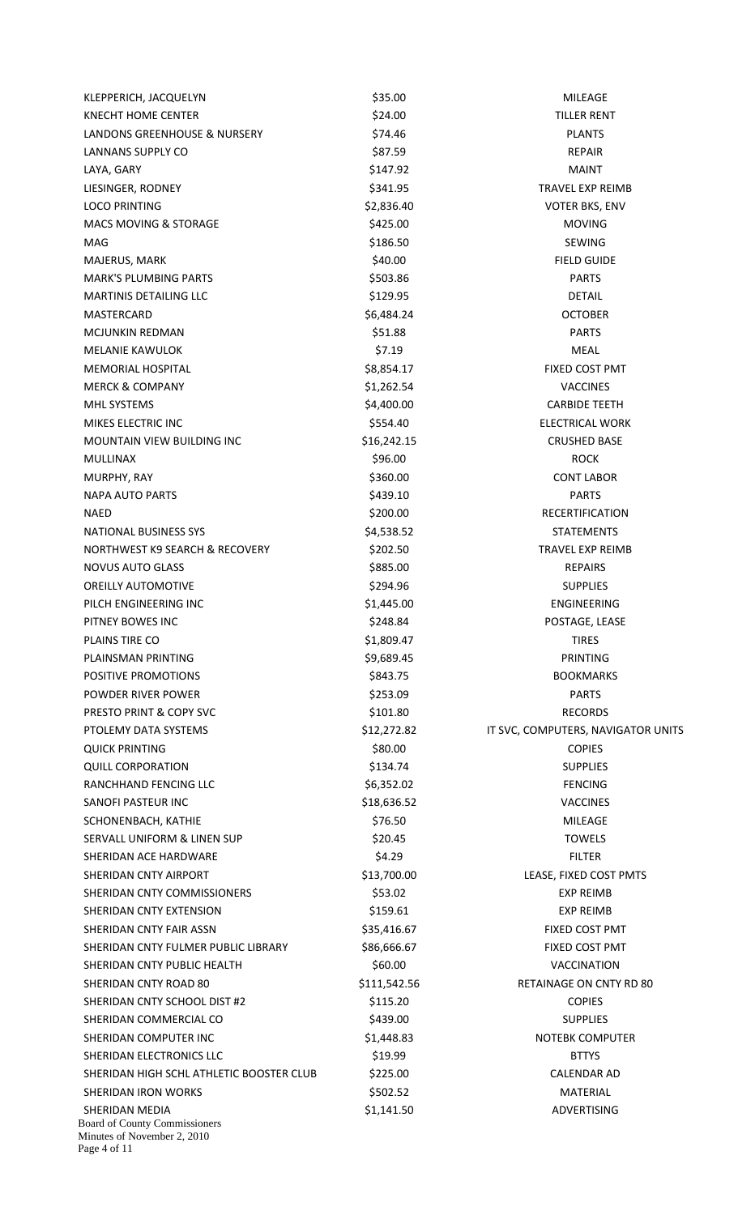| | | |
|---|---|---|
| KLEPPERICH, JACQUELYN | \$35.00 | MILEAGE |
| KNECHT HOME CENTER | \$24.00 | TILLER RENT |
| LANDONS GREENHOUSE & NURSERY | \$74.46 | PLANTS |
| LANNANS SUPPLY CO | \$87.59 | REPAIR |
| LAYA, GARY | \$147.92 | MAINT |
| LIESINGER, RODNEY | \$341.95 | TRAVEL EXP REIMB |
| LOCO PRINTING | \$2,836.40 | VOTER BKS, ENV |
| MACS MOVING & STORAGE | \$425.00 | MOVING |
| MAG | \$186.50 | SEWING |
| MAJERUS, MARK | \$40.00 | FIELD GUIDE |
| MARK'S PLUMBING PARTS | \$503.86 | PARTS |
| MARTINIS DETAILING LLC | \$129.95 | DETAIL |
| MASTERCARD | \$6,484.24 | OCTOBER |
| MCJUNKIN REDMAN | \$51.88 | PARTS |
| MELANIE KAWULOK | \$7.19 | MEAL |
| MEMORIAL HOSPITAL | \$8,854.17 | FIXED COST PMT |
| MERCK & COMPANY | \$1,262.54 | VACCINES |
| MHL SYSTEMS | \$4,400.00 | CARBIDE TEETH |
| MIKES ELECTRIC INC | \$554.40 | ELECTRICAL WORK |
| MOUNTAIN VIEW BUILDING INC | \$16,242.15 | CRUSHED BASE |
| MULLINAX | \$96.00 | ROCK |
| MURPHY, RAY | \$360.00 | CONT LABOR |
| NAPA AUTO PARTS | \$439.10 | PARTS |
| NAED | \$200.00 | RECERTIFICATION |
| NATIONAL BUSINESS SYS | \$4,538.52 | STATEMENTS |
| NORTHWEST K9 SEARCH & RECOVERY | \$202.50 | TRAVEL EXP REIMB |
| NOVUS AUTO GLASS | \$885.00 | REPAIRS |
| OREILLY AUTOMOTIVE | \$294.96 | SUPPLIES |
| PILCH ENGINEERING INC | \$1,445.00 | ENGINEERING |
| PITNEY BOWES INC | \$248.84 | POSTAGE, LEASE |
| PLAINS TIRE CO | \$1,809.47 | TIRES |
| PLAINSMAN PRINTING | \$9,689.45 | PRINTING |
| POSITIVE PROMOTIONS | \$843.75 | BOOKMARKS |
| POWDER RIVER POWER | \$253.09 | PARTS |
| PRESTO PRINT & COPY SVC | \$101.80 | RECORDS |
| PTOLEMY DATA SYSTEMS | \$12,272.82 | IT SVC, COMPUTERS, NAVIGATOR UNITS |
| QUICK PRINTING | \$80.00 | COPIES |
| QUILL CORPORATION | \$134.74 | SUPPLIES |
| RANCHHAND FENCING LLC | \$6,352.02 | FENCING |
| SANOFI PASTEUR INC | \$18,636.52 | VACCINES |
| SCHONENBACH, KATHIE | \$76.50 | MILEAGE |
| SERVALL UNIFORM & LINEN SUP | \$20.45 | TOWELS |
| SHERIDAN ACE HARDWARE | \$4.29 | FILTER |
| SHERIDAN CNTY AIRPORT | \$13,700.00 | LEASE, FIXED COST PMTS |
| SHERIDAN CNTY COMMISSIONERS | \$53.02 | EXP REIMB |
| SHERIDAN CNTY EXTENSION | \$159.61 | EXP REIMB |
| SHERIDAN CNTY FAIR ASSN | \$35,416.67 | FIXED COST PMT |
| SHERIDAN CNTY FULMER PUBLIC LIBRARY | \$86,666.67 | FIXED COST PMT |
| SHERIDAN CNTY PUBLIC HEALTH | \$60.00 | VACCINATION |
| SHERIDAN CNTY ROAD 80 | \$111,542.56 | RETAINAGE ON CNTY RD 80 |
| SHERIDAN CNTY SCHOOL DIST #2 | \$115.20 | COPIES |
| SHERIDAN COMMERCIAL CO | \$439.00 | SUPPLIES |
| SHERIDAN COMPUTER INC | \$1,448.83 | NOTEBK COMPUTER |
| SHERIDAN ELECTRONICS LLC | \$19.99 | BTTYS |
| SHERIDAN HIGH SCHL ATHLETIC BOOSTER CLUB | \$225.00 | CALENDAR AD |
| SHERIDAN IRON WORKS | \$502.52 | MATERIAL |
| SHERIDAN MEDIA | \$1,141.50 | ADVERTISING |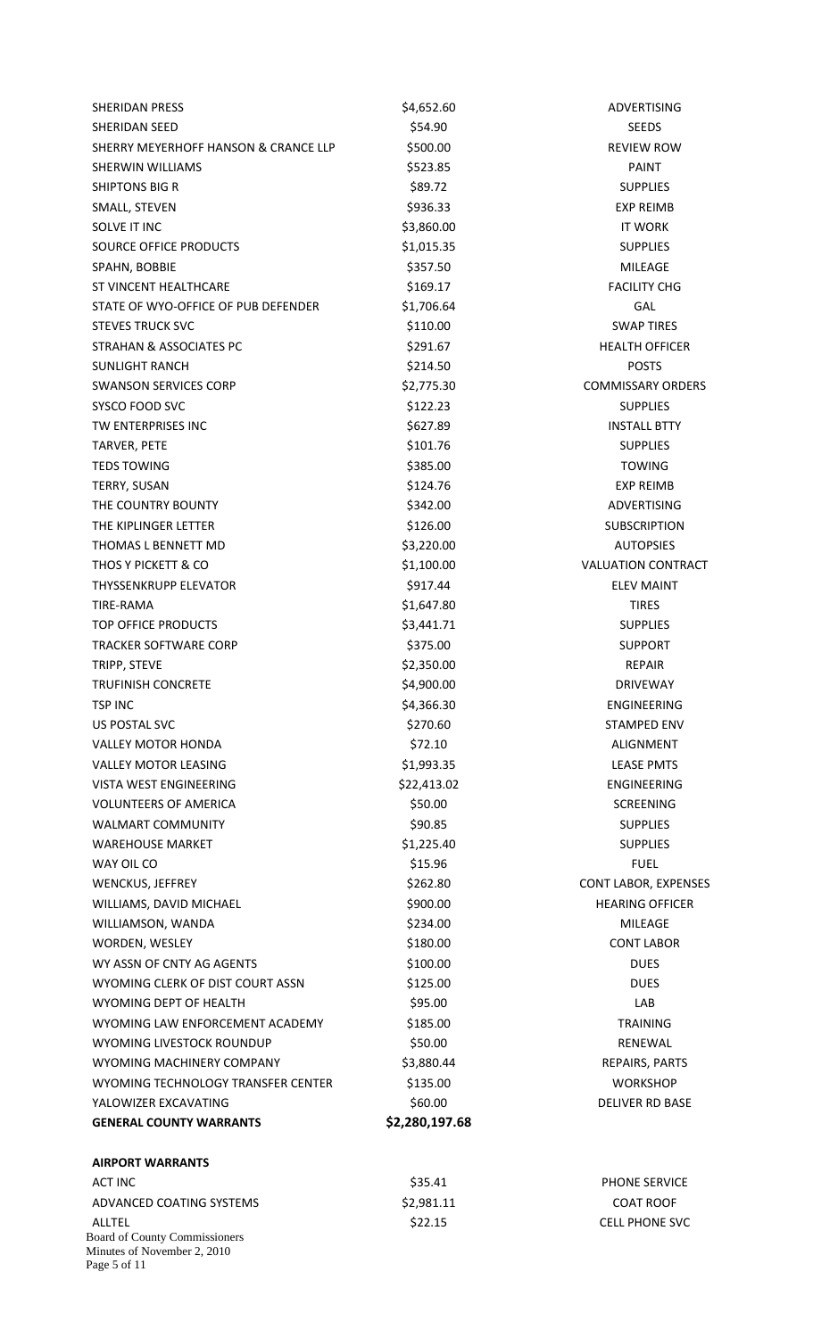| | | |
|---|---|---|
| SHERIDAN PRESS | $4,652.60 | ADVERTISING |
| SHERIDAN SEED | $54.90 | SEEDS |
| SHERRY MEYERHOFF HANSON & CRANCE LLP | $500.00 | REVIEW ROW |
| SHERWIN WILLIAMS | $523.85 | PAINT |
| SHIPTONS BIG R | $89.72 | SUPPLIES |
| SMALL, STEVEN | $936.33 | EXP REIMB |
| SOLVE IT INC | $3,860.00 | IT WORK |
| SOURCE OFFICE PRODUCTS | $1,015.35 | SUPPLIES |
| SPAHN, BOBBIE | $357.50 | MILEAGE |
| ST VINCENT HEALTHCARE | $169.17 | FACILITY CHG |
| STATE OF WYO-OFFICE OF PUB DEFENDER | $1,706.64 | GAL |
| STEVES TRUCK SVC | $110.00 | SWAP TIRES |
| STRAHAN & ASSOCIATES PC | $291.67 | HEALTH OFFICER |
| SUNLIGHT RANCH | $214.50 | POSTS |
| SWANSON SERVICES CORP | $2,775.30 | COMMISSARY ORDERS |
| SYSCO FOOD SVC | $122.23 | SUPPLIES |
| TW ENTERPRISES INC | $627.89 | INSTALL BTTY |
| TARVER, PETE | $101.76 | SUPPLIES |
| TEDS TOWING | $385.00 | TOWING |
| TERRY, SUSAN | $124.76 | EXP REIMB |
| THE COUNTRY BOUNTY | $342.00 | ADVERTISING |
| THE KIPLINGER LETTER | $126.00 | SUBSCRIPTION |
| THOMAS L BENNETT MD | $3,220.00 | AUTOPSIES |
| THOS Y PICKETT & CO | $1,100.00 | VALUATION CONTRACT |
| THYSSENKRUPP ELEVATOR | $917.44 | ELEV MAINT |
| TIRE-RAMA | $1,647.80 | TIRES |
| TOP OFFICE PRODUCTS | $3,441.71 | SUPPLIES |
| TRACKER SOFTWARE CORP | $375.00 | SUPPORT |
| TRIPP, STEVE | $2,350.00 | REPAIR |
| TRUFINISH CONCRETE | $4,900.00 | DRIVEWAY |
| TSP INC | $4,366.30 | ENGINEERING |
| US POSTAL SVC | $270.60 | STAMPED ENV |
| VALLEY MOTOR HONDA | $72.10 | ALIGNMENT |
| VALLEY MOTOR LEASING | $1,993.35 | LEASE PMTS |
| VISTA WEST ENGINEERING | $22,413.02 | ENGINEERING |
| VOLUNTEERS OF AMERICA | $50.00 | SCREENING |
| WALMART COMMUNITY | $90.85 | SUPPLIES |
| WAREHOUSE MARKET | $1,225.40 | SUPPLIES |
| WAY OIL CO | $15.96 | FUEL |
| WENCKUS, JEFFREY | $262.80 | CONT LABOR, EXPENSES |
| WILLIAMS, DAVID MICHAEL | $900.00 | HEARING OFFICER |
| WILLIAMSON, WANDA | $234.00 | MILEAGE |
| WORDEN, WESLEY | $180.00 | CONT LABOR |
| WY ASSN OF CNTY AG AGENTS | $100.00 | DUES |
| WYOMING CLERK OF DIST COURT ASSN | $125.00 | DUES |
| WYOMING DEPT OF HEALTH | $95.00 | LAB |
| WYOMING LAW ENFORCEMENT ACADEMY | $185.00 | TRAINING |
| WYOMING LIVESTOCK ROUNDUP | $50.00 | RENEWAL |
| WYOMING MACHINERY COMPANY | $3,880.44 | REPAIRS, PARTS |
| WYOMING TECHNOLOGY TRANSFER CENTER | $135.00 | WORKSHOP |
| YALOWIZER EXCAVATING | $60.00 | DELIVER RD BASE |
| **GENERAL COUNTY WARRANTS** | **$2,280,197.68** | |

**AIRPORT WARRANTS**

| | | |
|---|---|---|
| ACT INC | $35.41 | PHONE SERVICE |
| ADVANCED COATING SYSTEMS | $2,981.11 | COAT ROOF |
| ALLTEL | $22.15 | CELL PHONE SVC |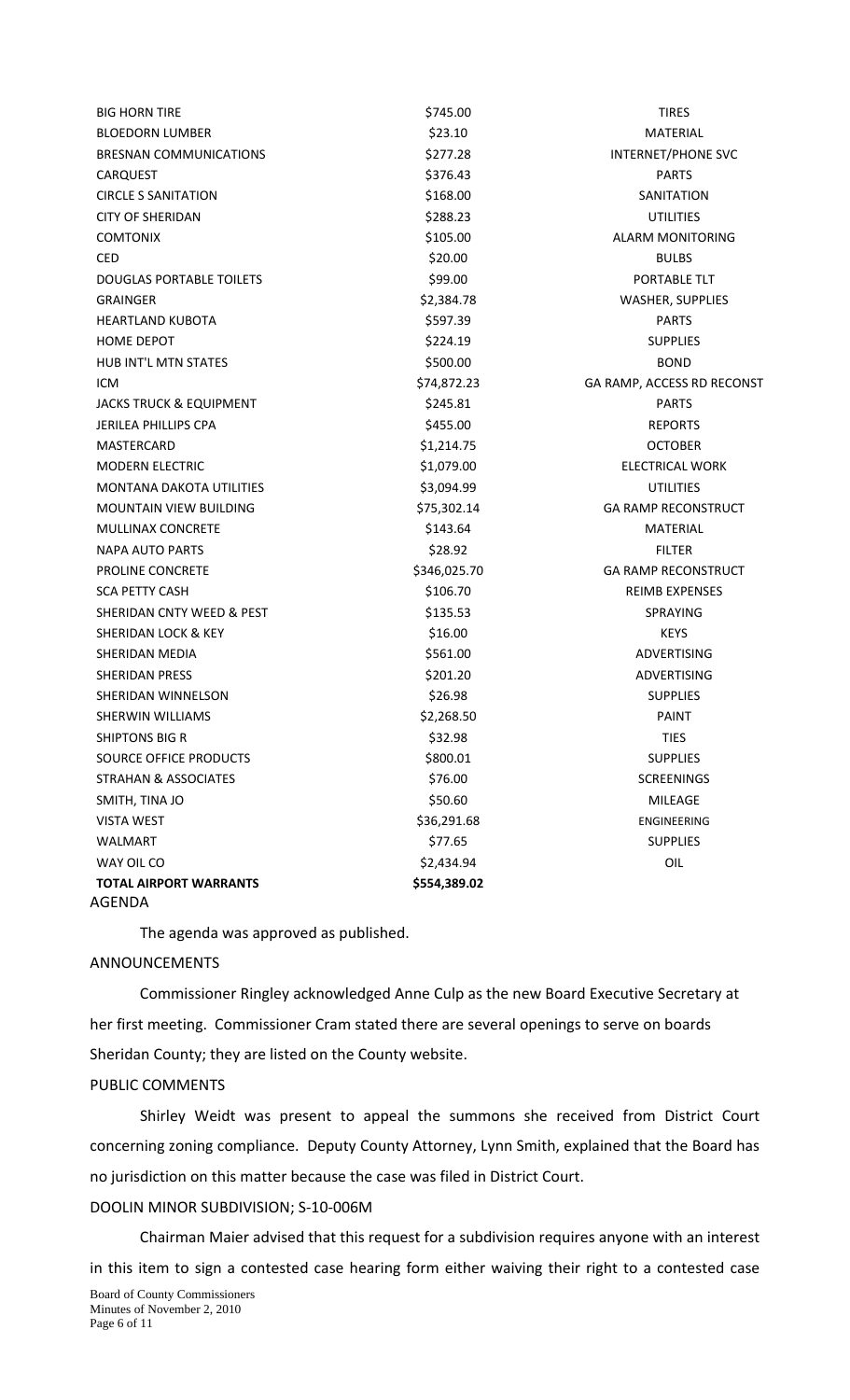| | | |
|---|---|---|
| BIG HORN TIRE | $745.00 | TIRES |
| BLOEDORN LUMBER | $23.10 | MATERIAL |
| BRESNAN COMMUNICATIONS | $277.28 | INTERNET/PHONE SVC |
| CARQUEST | $376.43 | PARTS |
| CIRCLE S SANITATION | $168.00 | SANITATION |
| CITY OF SHERIDAN | $288.23 | UTILITIES |
| COMTONIX | $105.00 | ALARM MONITORING |
| CED | $20.00 | BULBS |
| DOUGLAS PORTABLE TOILETS | $99.00 | PORTABLE TLT |
| GRAINGER | $2,384.78 | WASHER, SUPPLIES |
| HEARTLAND KUBOTA | $597.39 | PARTS |
| HOME DEPOT | $224.19 | SUPPLIES |
| HUB INT'L MTN STATES | $500.00 | BOND |
| ICM | $74,872.23 | GA RAMP, ACCESS RD RECONST |
| JACKS TRUCK & EQUIPMENT | $245.81 | PARTS |
| JERILEA PHILLIPS CPA | $455.00 | REPORTS |
| MASTERCARD | $1,214.75 | OCTOBER |
| MODERN ELECTRIC | $1,079.00 | ELECTRICAL WORK |
| MONTANA DAKOTA UTILITIES | $3,094.99 | UTILITIES |
| MOUNTAIN VIEW BUILDING | $75,302.14 | GA RAMP RECONSTRUCT |
| MULLINAX CONCRETE | $143.64 | MATERIAL |
| NAPA AUTO PARTS | $28.92 | FILTER |
| PROLINE CONCRETE | $346,025.70 | GA RAMP RECONSTRUCT |
| SCA PETTY CASH | $106.70 | REIMB EXPENSES |
| SHERIDAN CNTY WEED & PEST | $135.53 | SPRAYING |
| SHERIDAN LOCK & KEY | $16.00 | KEYS |
| SHERIDAN MEDIA | $561.00 | ADVERTISING |
| SHERIDAN PRESS | $201.20 | ADVERTISING |
| SHERIDAN WINNELSON | $26.98 | SUPPLIES |
| SHERWIN WILLIAMS | $2,268.50 | PAINT |
| SHIPTONS BIG R | $32.98 | TIES |
| SOURCE OFFICE PRODUCTS | $800.01 | SUPPLIES |
| STRAHAN & ASSOCIATES | $76.00 | SCREENINGS |
| SMITH, TINA JO | $50.60 | MILEAGE |
| VISTA WEST | $36,291.68 | ENGINEERING |
| WALMART | $77.65 | SUPPLIES |
| WAY OIL CO | $2,434.94 | OIL |
| **TOTAL AIRPORT WARRANTS** | **$554,389.02** | |

AGENDA

The agenda was approved as published.

ANNOUNCEMENTS

Commissioner Ringley acknowledged Anne Culp as the new Board Executive Secretary at her first meeting. Commissioner Cram stated there are several openings to serve on boards Sheridan County; they are listed on the County website.

PUBLIC COMMENTS

Shirley Weidt was present to appeal the summons she received from District Court concerning zoning compliance. Deputy County Attorney, Lynn Smith, explained that the Board has no jurisdiction on this matter because the case was filed in District Court.

DOOLIN MINOR SUBDIVISION; S-10-006M

Chairman Maier advised that this request for a subdivision requires anyone with an interest in this item to sign a contested case hearing form either waiving their right to a contested case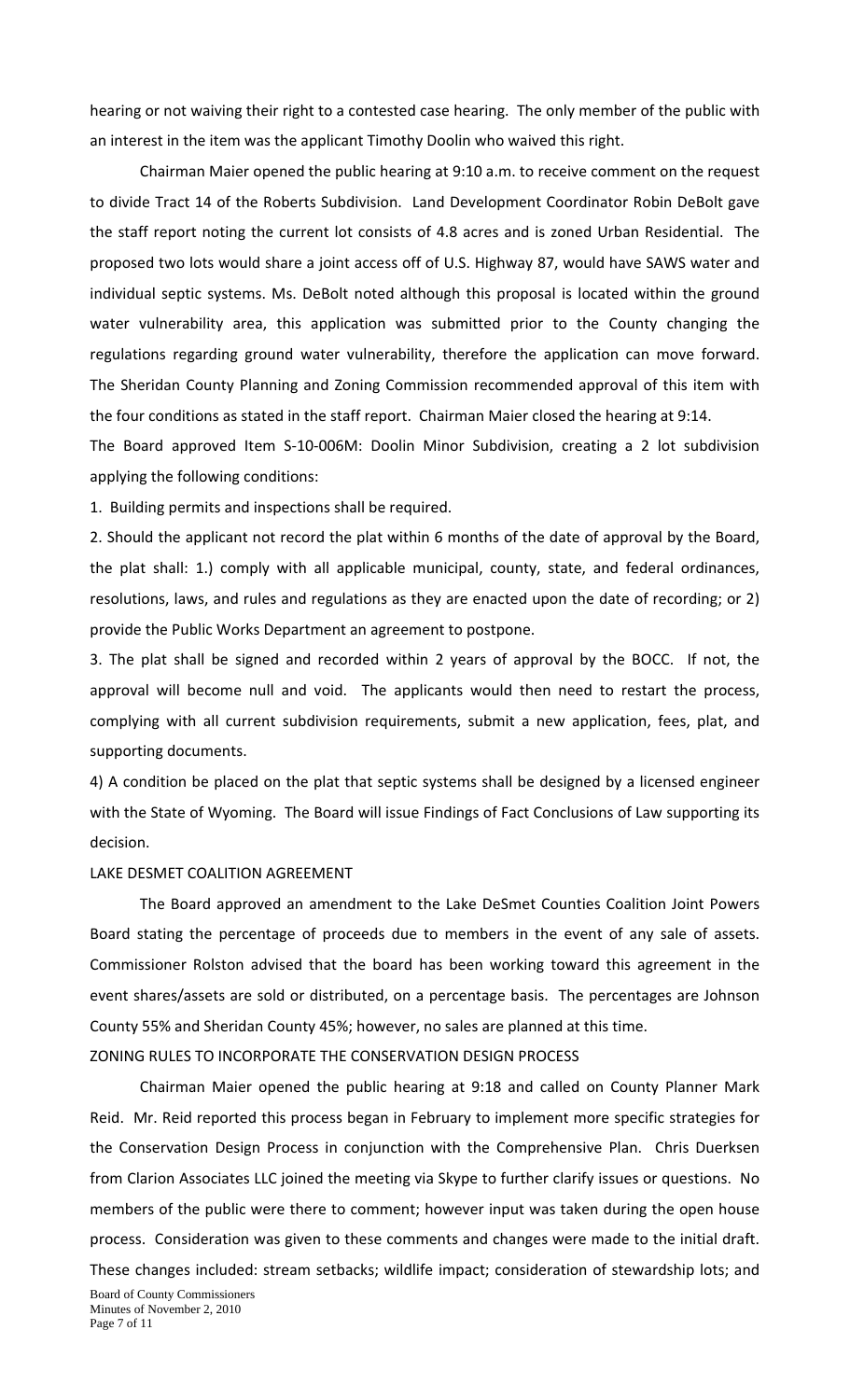hearing or not waiving their right to a contested case hearing. The only member of the public with an interest in the item was the applicant Timothy Doolin who waived this right.

Chairman Maier opened the public hearing at 9:10 a.m. to receive comment on the request to divide Tract 14 of the Roberts Subdivision. Land Development Coordinator Robin DeBolt gave the staff report noting the current lot consists of 4.8 acres and is zoned Urban Residential. The proposed two lots would share a joint access off of U.S. Highway 87, would have SAWS water and individual septic systems. Ms. DeBolt noted although this proposal is located within the ground water vulnerability area, this application was submitted prior to the County changing the regulations regarding ground water vulnerability, therefore the application can move forward. The Sheridan County Planning and Zoning Commission recommended approval of this item with the four conditions as stated in the staff report. Chairman Maier closed the hearing at 9:14.

The Board approved Item S-10-006M: Doolin Minor Subdivision, creating a 2 lot subdivision applying the following conditions:

1. Building permits and inspections shall be required.

2. Should the applicant not record the plat within 6 months of the date of approval by the Board, the plat shall: 1.) comply with all applicable municipal, county, state, and federal ordinances, resolutions, laws, and rules and regulations as they are enacted upon the date of recording; or 2) provide the Public Works Department an agreement to postpone.

3. The plat shall be signed and recorded within 2 years of approval by the BOCC. If not, the approval will become null and void. The applicants would then need to restart the process, complying with all current subdivision requirements, submit a new application, fees, plat, and supporting documents.

4) A condition be placed on the plat that septic systems shall be designed by a licensed engineer with the State of Wyoming. The Board will issue Findings of Fact Conclusions of Law supporting its decision.

LAKE DESMET COALITION AGREEMENT

The Board approved an amendment to the Lake DeSmet Counties Coalition Joint Powers Board stating the percentage of proceeds due to members in the event of any sale of assets. Commissioner Rolston advised that the board has been working toward this agreement in the event shares/assets are sold or distributed, on a percentage basis. The percentages are Johnson County 55% and Sheridan County 45%; however, no sales are planned at this time.

ZONING RULES TO INCORPORATE THE CONSERVATION DESIGN PROCESS

Chairman Maier opened the public hearing at 9:18 and called on County Planner Mark Reid. Mr. Reid reported this process began in February to implement more specific strategies for the Conservation Design Process in conjunction with the Comprehensive Plan. Chris Duerksen from Clarion Associates LLC joined the meeting via Skype to further clarify issues or questions. No members of the public were there to comment; however input was taken during the open house process. Consideration was given to these comments and changes were made to the initial draft. These changes included: stream setbacks; wildlife impact; consideration of stewardship lots; and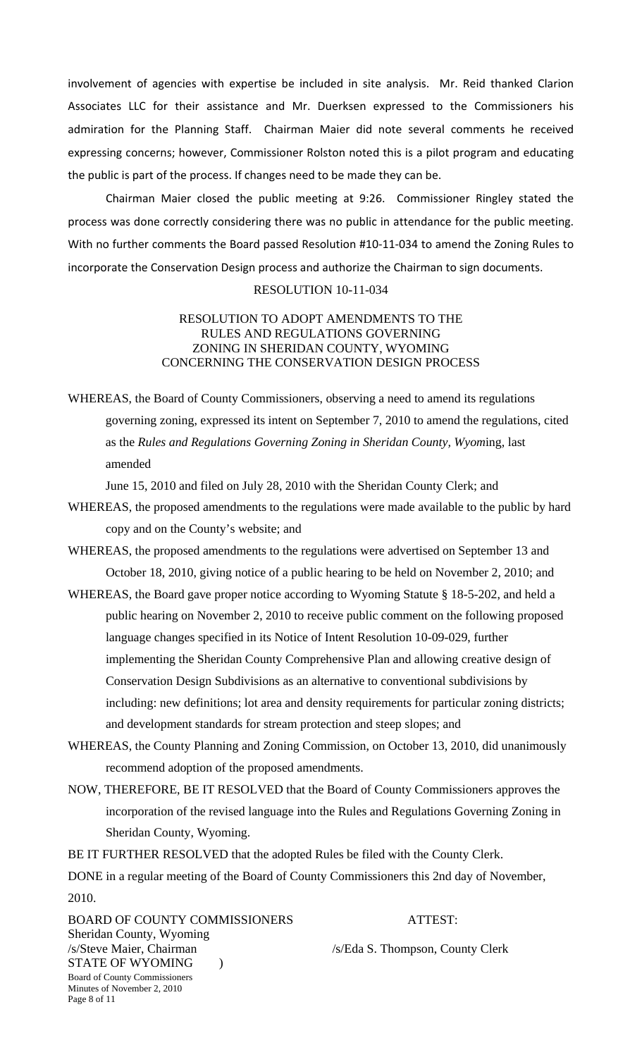involvement of agencies with expertise be included in site analysis. Mr. Reid thanked Clarion Associates LLC for their assistance and Mr. Duerksen expressed to the Commissioners his admiration for the Planning Staff. Chairman Maier did note several comments he received expressing concerns; however, Commissioner Rolston noted this is a pilot program and educating the public is part of the process. If changes need to be made they can be.

Chairman Maier closed the public meeting at 9:26. Commissioner Ringley stated the process was done correctly considering there was no public in attendance for the public meeting. With no further comments the Board passed Resolution #10-11-034 to amend the Zoning Rules to incorporate the Conservation Design process and authorize the Chairman to sign documents.

RESOLUTION 10-11-034

RESOLUTION TO ADOPT AMENDMENTS TO THE RULES AND REGULATIONS GOVERNING ZONING IN SHERIDAN COUNTY, WYOMING CONCERNING THE CONSERVATION DESIGN PROCESS

WHEREAS, the Board of County Commissioners, observing a need to amend its regulations governing zoning, expressed its intent on September 7, 2010 to amend the regulations, cited as the *Rules and Regulations Governing Zoning in Sheridan County, Wyom*ing, last amended June 15, 2010 and filed on July 28, 2010 with the Sheridan County Clerk; and

WHEREAS, the proposed amendments to the regulations were made available to the public by hard copy and on the County's website; and

WHEREAS, the proposed amendments to the regulations were advertised on September 13 and October 18, 2010, giving notice of a public hearing to be held on November 2, 2010; and

WHEREAS, the Board gave proper notice according to Wyoming Statute § 18-5-202, and held a public hearing on November 2, 2010 to receive public comment on the following proposed language changes specified in its Notice of Intent Resolution 10-09-029, further implementing the Sheridan County Comprehensive Plan and allowing creative design of Conservation Design Subdivisions as an alternative to conventional subdivisions by including: new definitions; lot area and density requirements for particular zoning districts; and development standards for stream protection and steep slopes; and

WHEREAS, the County Planning and Zoning Commission, on October 13, 2010, did unanimously recommend adoption of the proposed amendments.

NOW, THEREFORE, BE IT RESOLVED that the Board of County Commissioners approves the incorporation of the revised language into the Rules and Regulations Governing Zoning in Sheridan County, Wyoming.

BE IT FURTHER RESOLVED that the adopted Rules be filed with the County Clerk.

DONE in a regular meeting of the Board of County Commissioners this 2nd day of November, 2010.

BOARD OF COUNTY COMMISSIONERS
Sheridan County, Wyoming
/s/Steve Maier, Chairman

ATTEST:
/s/Eda S. Thompson, County Clerk

STATE OF WYOMING )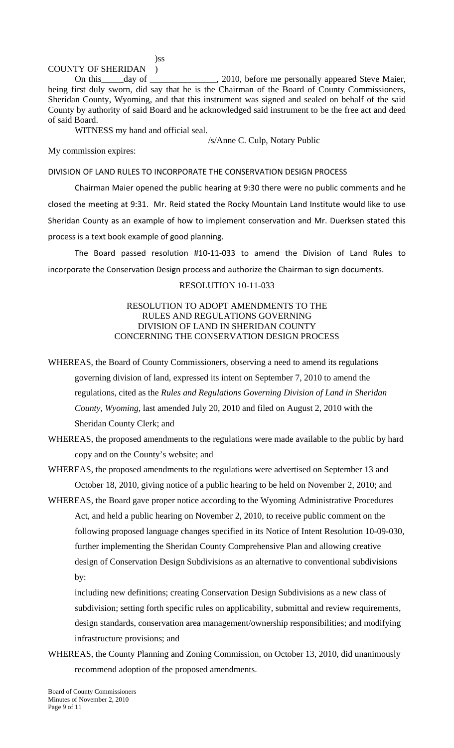)ss

COUNTY OF SHERIDAN )

On this_____day of _______________, 2010, before me personally appeared Steve Maier, being first duly sworn, did say that he is the Chairman of the Board of County Commissioners, Sheridan County, Wyoming, and that this instrument was signed and sealed on behalf of the said County by authority of said Board and he acknowledged said instrument to be the free act and deed of said Board.

WITNESS my hand and official seal.

/s/Anne C. Culp, Notary Public

My commission expires:

DIVISION OF LAND RULES TO INCORPORATE THE CONSERVATION DESIGN PROCESS

Chairman Maier opened the public hearing at 9:30 there were no public comments and he closed the meeting at 9:31. Mr. Reid stated the Rocky Mountain Land Institute would like to use Sheridan County as an example of how to implement conservation and Mr. Duerksen stated this process is a text book example of good planning.

The Board passed resolution #10-11-033 to amend the Division of Land Rules to incorporate the Conservation Design process and authorize the Chairman to sign documents.

RESOLUTION 10-11-033

RESOLUTION TO ADOPT AMENDMENTS TO THE RULES AND REGULATIONS GOVERNING DIVISION OF LAND IN SHERIDAN COUNTY CONCERNING THE CONSERVATION DESIGN PROCESS

WHEREAS, the Board of County Commissioners, observing a need to amend its regulations governing division of land, expressed its intent on September 7, 2010 to amend the regulations, cited as the *Rules and Regulations Governing Division of Land in Sheridan County, Wyoming*, last amended July 20, 2010 and filed on August 2, 2010 with the Sheridan County Clerk; and

WHEREAS, the proposed amendments to the regulations were made available to the public by hard copy and on the County's website; and

WHEREAS, the proposed amendments to the regulations were advertised on September 13 and October 18, 2010, giving notice of a public hearing to be held on November 2, 2010; and

WHEREAS, the Board gave proper notice according to the Wyoming Administrative Procedures Act, and held a public hearing on November 2, 2010, to receive public comment on the following proposed language changes specified in its Notice of Intent Resolution 10-09-030, further implementing the Sheridan County Comprehensive Plan and allowing creative design of Conservation Design Subdivisions as an alternative to conventional subdivisions by:

including new definitions; creating Conservation Design Subdivisions as a new class of subdivision; setting forth specific rules on applicability, submittal and review requirements, design standards, conservation area management/ownership responsibilities; and modifying infrastructure provisions; and

WHEREAS, the County Planning and Zoning Commission, on October 13, 2010, did unanimously recommend adoption of the proposed amendments.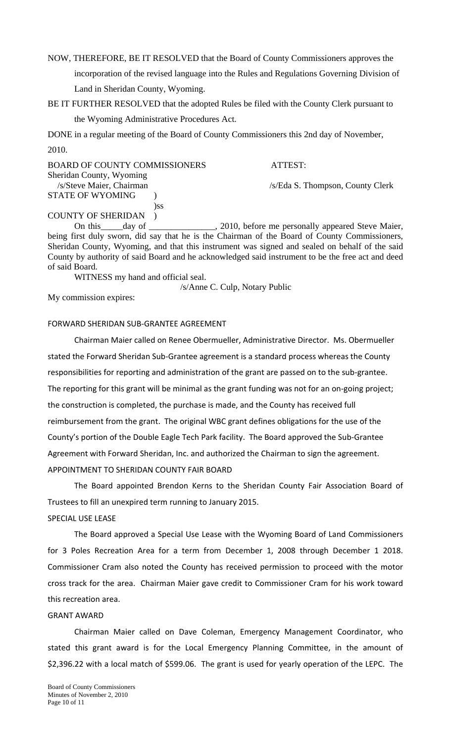NOW, THEREFORE, BE IT RESOLVED that the Board of County Commissioners approves the incorporation of the revised language into the Rules and Regulations Governing Division of Land in Sheridan County, Wyoming.

BE IT FURTHER RESOLVED that the adopted Rules be filed with the County Clerk pursuant to the Wyoming Administrative Procedures Act.

DONE in a regular meeting of the Board of County Commissioners this 2nd day of November, 2010.

BOARD OF COUNTY COMMISSIONERS
Sheridan County, Wyoming
/s/Steve Maier, Chairman

ATTEST:
/s/Eda S. Thompson, County Clerk

STATE OF WYOMING )
)ss
COUNTY OF SHERIDAN )

On this_____day of _______________, 2010, before me personally appeared Steve Maier, being first duly sworn, did say that he is the Chairman of the Board of County Commissioners, Sheridan County, Wyoming, and that this instrument was signed and sealed on behalf of the said County by authority of said Board and he acknowledged said instrument to be the free act and deed of said Board.

WITNESS my hand and official seal.

/s/Anne C. Culp, Notary Public

My commission expires:

FORWARD SHERIDAN SUB-GRANTEE AGREEMENT

Chairman Maier called on Renee Obermueller, Administrative Director. Ms. Obermueller stated the Forward Sheridan Sub-Grantee agreement is a standard process whereas the County responsibilities for reporting and administration of the grant are passed on to the sub-grantee. The reporting for this grant will be minimal as the grant funding was not for an on-going project; the construction is completed, the purchase is made, and the County has received full reimbursement from the grant. The original WBC grant defines obligations for the use of the County's portion of the Double Eagle Tech Park facility. The Board approved the Sub-Grantee Agreement with Forward Sheridan, Inc. and authorized the Chairman to sign the agreement.

APPOINTMENT TO SHERIDAN COUNTY FAIR BOARD

The Board appointed Brendon Kerns to the Sheridan County Fair Association Board of Trustees to fill an unexpired term running to January 2015.

SPECIAL USE LEASE

The Board approved a Special Use Lease with the Wyoming Board of Land Commissioners for 3 Poles Recreation Area for a term from December 1, 2008 through December 1 2018. Commissioner Cram also noted the County has received permission to proceed with the motor cross track for the area. Chairman Maier gave credit to Commissioner Cram for his work toward this recreation area.

GRANT AWARD

Chairman Maier called on Dave Coleman, Emergency Management Coordinator, who stated this grant award is for the Local Emergency Planning Committee, in the amount of $2,396.22 with a local match of $599.06. The grant is used for yearly operation of the LEPC. The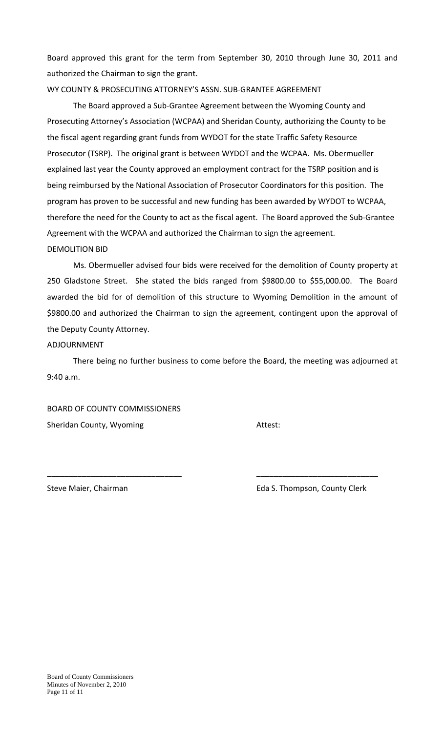Board approved this grant for the term from September 30, 2010 through June 30, 2011 and authorized the Chairman to sign the grant.

WY COUNTY & PROSECUTING ATTORNEY'S ASSN. SUB-GRANTEE AGREEMENT

The Board approved a Sub-Grantee Agreement between the Wyoming County and Prosecuting Attorney's Association (WCPAA) and Sheridan County, authorizing the County to be the fiscal agent regarding grant funds from WYDOT for the state Traffic Safety Resource Prosecutor (TSRP). The original grant is between WYDOT and the WCPAA. Ms. Obermueller explained last year the County approved an employment contract for the TSRP position and is being reimbursed by the National Association of Prosecutor Coordinators for this position. The program has proven to be successful and new funding has been awarded by WYDOT to WCPAA, therefore the need for the County to act as the fiscal agent. The Board approved the Sub-Grantee Agreement with the WCPAA and authorized the Chairman to sign the agreement.

DEMOLITION BID

Ms. Obermueller advised four bids were received for the demolition of County property at 250 Gladstone Street. She stated the bids ranged from $9800.00 to $55,000.00. The Board awarded the bid for of demolition of this structure to Wyoming Demolition in the amount of $9800.00 and authorized the Chairman to sign the agreement, contingent upon the approval of the Deputy County Attorney.

ADJOURNMENT

There being no further business to come before the Board, the meeting was adjourned at 9:40 a.m.

BOARD OF COUNTY COMMISSIONERS
Sheridan County, Wyoming

Attest:

_______________________________ 

Steve Maier, Chairman

_______________________________

Eda S. Thompson, County Clerk